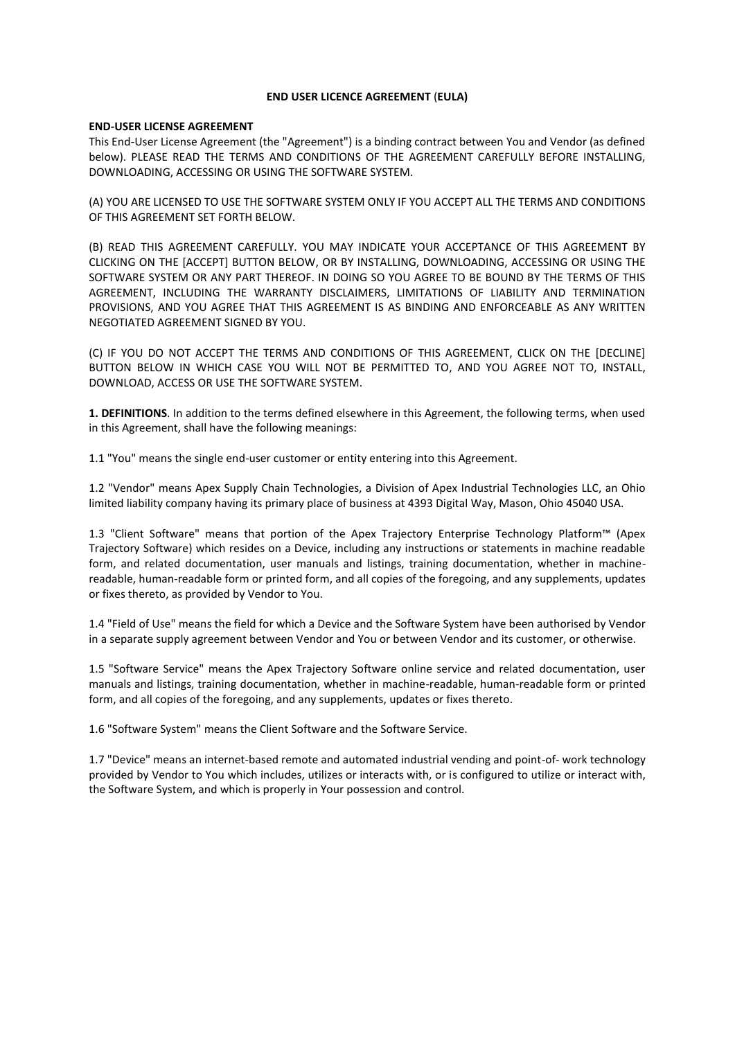# END USER LICENCE AGREEMENT (EULA)

**END-USER LICENSE AGREEMENT**

This End-User License Agreement (the "Agreement") is a binding contract between You and Vendor (as defined below). PLEASE READ THE TERMS AND CONDITIONS OF THE AGREEMENT CAREFULLY BEFORE INSTALLING, DOWNLOADING, ACCESSING OR USING THE SOFTWARE SYSTEM.

(A) YOU ARE LICENSED TO USE THE SOFTWARE SYSTEM ONLY IF YOU ACCEPT ALL THE TERMS AND CONDITIONS OF THIS AGREEMENT SET FORTH BELOW.

(B) READ THIS AGREEMENT CAREFULLY. YOU MAY INDICATE YOUR ACCEPTANCE OF THIS AGREEMENT BY CLICKING ON THE [ACCEPT] BUTTON BELOW, OR BY INSTALLING, DOWNLOADING, ACCESSING OR USING THE SOFTWARE SYSTEM OR ANY PART THEREOF. IN DOING SO YOU AGREE TO BE BOUND BY THE TERMS OF THIS AGREEMENT, INCLUDING THE WARRANTY DISCLAIMERS, LIMITATIONS OF LIABILITY AND TERMINATION PROVISIONS, AND YOU AGREE THAT THIS AGREEMENT IS AS BINDING AND ENFORCEABLE AS ANY WRITTEN NEGOTIATED AGREEMENT SIGNED BY YOU.

(C) IF YOU DO NOT ACCEPT THE TERMS AND CONDITIONS OF THIS AGREEMENT, CLICK ON THE [DECLINE] BUTTON BELOW IN WHICH CASE YOU WILL NOT BE PERMITTED TO, AND YOU AGREE NOT TO, INSTALL, DOWNLOAD, ACCESS OR USE THE SOFTWARE SYSTEM.

**1. DEFINITIONS**. In addition to the terms defined elsewhere in this Agreement, the following terms, when used in this Agreement, shall have the following meanings:

1.1 "You" means the single end-user customer or entity entering into this Agreement.

1.2 "Vendor" means Apex Supply Chain Technologies, a Division of Apex Industrial Technologies LLC, an Ohio limited liability company having its primary place of business at 4393 Digital Way, Mason, Ohio 45040 USA.

1.3 "Client Software" means that portion of the Apex Trajectory Enterprise Technology Platform™ (Apex Trajectory Software) which resides on a Device, including any instructions or statements in machine readable form, and related documentation, user manuals and listings, training documentation, whether in machine-readable, human-readable form or printed form, and all copies of the foregoing, and any supplements, updates or fixes thereto, as provided by Vendor to You.

1.4 "Field of Use" means the field for which a Device and the Software System have been authorised by Vendor in a separate supply agreement between Vendor and You or between Vendor and its customer, or otherwise.

1.5 "Software Service" means the Apex Trajectory Software online service and related documentation, user manuals and listings, training documentation, whether in machine-readable, human-readable form or printed form, and all copies of the foregoing, and any supplements, updates or fixes thereto.

1.6 "Software System" means the Client Software and the Software Service.

1.7 "Device" means an internet-based remote and automated industrial vending and point-of- work technology provided by Vendor to You which includes, utilizes or interacts with, or is configured to utilize or interact with, the Software System, and which is properly in Your possession and control.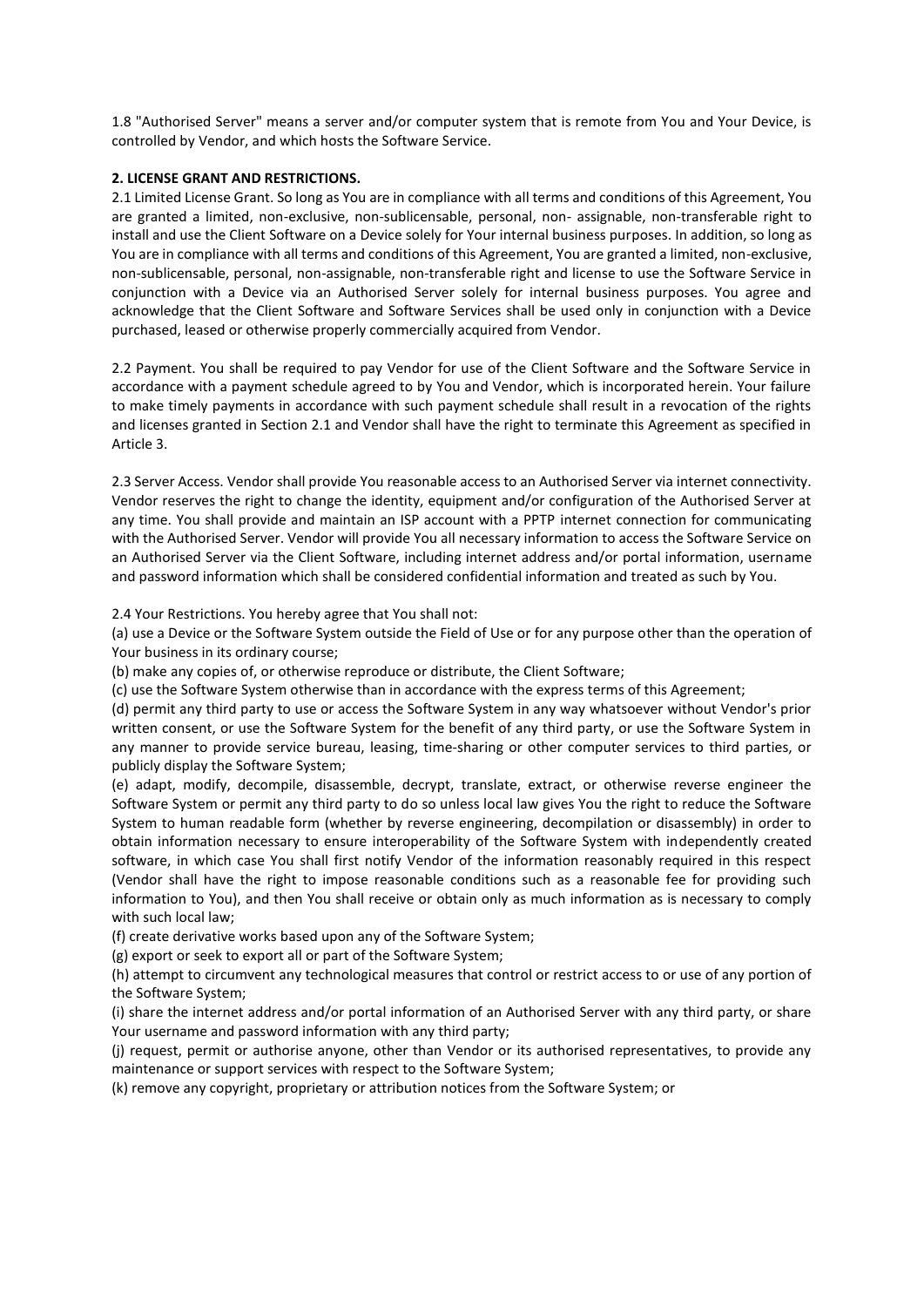1.8 "Authorised Server" means a server and/or computer system that is remote from You and Your Device, is controlled by Vendor, and which hosts the Software Service.

**2. LICENSE GRANT AND RESTRICTIONS.**

2.1 Limited License Grant. So long as You are in compliance with all terms and conditions of this Agreement, You are granted a limited, non-exclusive, non-sublicensable, personal, non- assignable, non-transferable right to install and use the Client Software on a Device solely for Your internal business purposes. In addition, so long as You are in compliance with all terms and conditions of this Agreement, You are granted a limited, non-exclusive, non-sublicensable, personal, non-assignable, non-transferable right and license to use the Software Service in conjunction with a Device via an Authorised Server solely for internal business purposes. You agree and acknowledge that the Client Software and Software Services shall be used only in conjunction with a Device purchased, leased or otherwise properly commercially acquired from Vendor.

2.2 Payment. You shall be required to pay Vendor for use of the Client Software and the Software Service in accordance with a payment schedule agreed to by You and Vendor, which is incorporated herein. Your failure to make timely payments in accordance with such payment schedule shall result in a revocation of the rights and licenses granted in Section 2.1 and Vendor shall have the right to terminate this Agreement as specified in Article 3.

2.3 Server Access. Vendor shall provide You reasonable access to an Authorised Server via internet connectivity. Vendor reserves the right to change the identity, equipment and/or configuration of the Authorised Server at any time. You shall provide and maintain an ISP account with a PPTP internet connection for communicating with the Authorised Server. Vendor will provide You all necessary information to access the Software Service on an Authorised Server via the Client Software, including internet address and/or portal information, username and password information which shall be considered confidential information and treated as such by You.

2.4 Your Restrictions. You hereby agree that You shall not:

(a) use a Device or the Software System outside the Field of Use or for any purpose other than the operation of Your business in its ordinary course;

(b) make any copies of, or otherwise reproduce or distribute, the Client Software;

(c) use the Software System otherwise than in accordance with the express terms of this Agreement;

(d) permit any third party to use or access the Software System in any way whatsoever without Vendor's prior written consent, or use the Software System for the benefit of any third party, or use the Software System in any manner to provide service bureau, leasing, time-sharing or other computer services to third parties, or publicly display the Software System;

(e) adapt, modify, decompile, disassemble, decrypt, translate, extract, or otherwise reverse engineer the Software System or permit any third party to do so unless local law gives You the right to reduce the Software System to human readable form (whether by reverse engineering, decompilation or disassembly) in order to obtain information necessary to ensure interoperability of the Software System with independently created software, in which case You shall first notify Vendor of the information reasonably required in this respect (Vendor shall have the right to impose reasonable conditions such as a reasonable fee for providing such information to You), and then You shall receive or obtain only as much information as is necessary to comply with such local law;

(f) create derivative works based upon any of the Software System;

(g) export or seek to export all or part of the Software System;

(h) attempt to circumvent any technological measures that control or restrict access to or use of any portion of the Software System;

(i) share the internet address and/or portal information of an Authorised Server with any third party, or share Your username and password information with any third party;

(j) request, permit or authorise anyone, other than Vendor or its authorised representatives, to provide any maintenance or support services with respect to the Software System;

(k) remove any copyright, proprietary or attribution notices from the Software System; or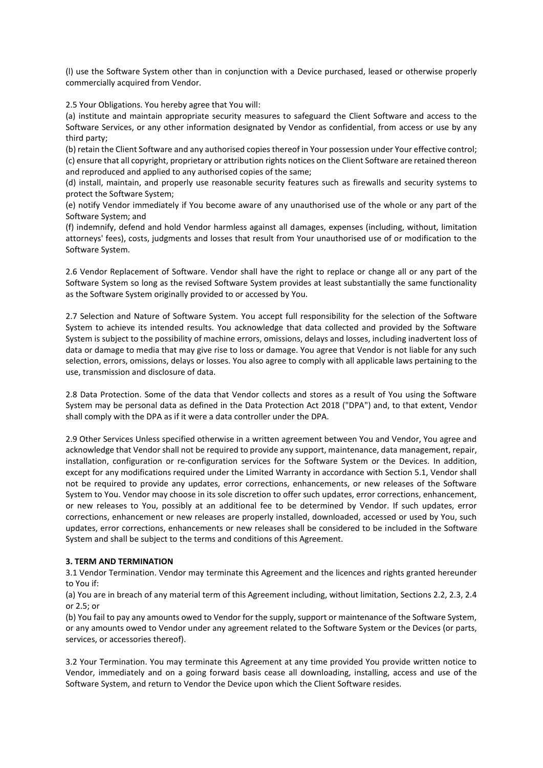(l) use the Software System other than in conjunction with a Device purchased, leased or otherwise properly commercially acquired from Vendor.

2.5 Your Obligations. You hereby agree that You will:
(a) institute and maintain appropriate security measures to safeguard the Client Software and access to the Software Services, or any other information designated by Vendor as confidential, from access or use by any third party;
(b) retain the Client Software and any authorised copies thereof in Your possession under Your effective control;
(c) ensure that all copyright, proprietary or attribution rights notices on the Client Software are retained thereon and reproduced and applied to any authorised copies of the same;
(d) install, maintain, and properly use reasonable security features such as firewalls and security systems to protect the Software System;
(e) notify Vendor immediately if You become aware of any unauthorised use of the whole or any part of the Software System; and
(f) indemnify, defend and hold Vendor harmless against all damages, expenses (including, without, limitation attorneys' fees), costs, judgments and losses that result from Your unauthorised use of or modification to the Software System.

2.6 Vendor Replacement of Software. Vendor shall have the right to replace or change all or any part of the Software System so long as the revised Software System provides at least substantially the same functionality as the Software System originally provided to or accessed by You.

2.7 Selection and Nature of Software System. You accept full responsibility for the selection of the Software System to achieve its intended results. You acknowledge that data collected and provided by the Software System is subject to the possibility of machine errors, omissions, delays and losses, including inadvertent loss of data or damage to media that may give rise to loss or damage. You agree that Vendor is not liable for any such selection, errors, omissions, delays or losses. You also agree to comply with all applicable laws pertaining to the use, transmission and disclosure of data.

2.8 Data Protection. Some of the data that Vendor collects and stores as a result of You using the Software System may be personal data as defined in the Data Protection Act 2018 ("DPA") and, to that extent, Vendor shall comply with the DPA as if it were a data controller under the DPA.

2.9 Other Services Unless specified otherwise in a written agreement between You and Vendor, You agree and acknowledge that Vendor shall not be required to provide any support, maintenance, data management, repair, installation, configuration or re-configuration services for the Software System or the Devices. In addition, except for any modifications required under the Limited Warranty in accordance with Section 5.1, Vendor shall not be required to provide any updates, error corrections, enhancements, or new releases of the Software System to You. Vendor may choose in its sole discretion to offer such updates, error corrections, enhancement, or new releases to You, possibly at an additional fee to be determined by Vendor. If such updates, error corrections, enhancement or new releases are properly installed, downloaded, accessed or used by You, such updates, error corrections, enhancements or new releases shall be considered to be included in the Software System and shall be subject to the terms and conditions of this Agreement.

**3. TERM AND TERMINATION**

3.1 Vendor Termination. Vendor may terminate this Agreement and the licences and rights granted hereunder to You if:
(a) You are in breach of any material term of this Agreement including, without limitation, Sections 2.2, 2.3, 2.4 or 2.5; or
(b) You fail to pay any amounts owed to Vendor for the supply, support or maintenance of the Software System, or any amounts owed to Vendor under any agreement related to the Software System or the Devices (or parts, services, or accessories thereof).

3.2 Your Termination. You may terminate this Agreement at any time provided You provide written notice to Vendor, immediately and on a going forward basis cease all downloading, installing, access and use of the Software System, and return to Vendor the Device upon which the Client Software resides.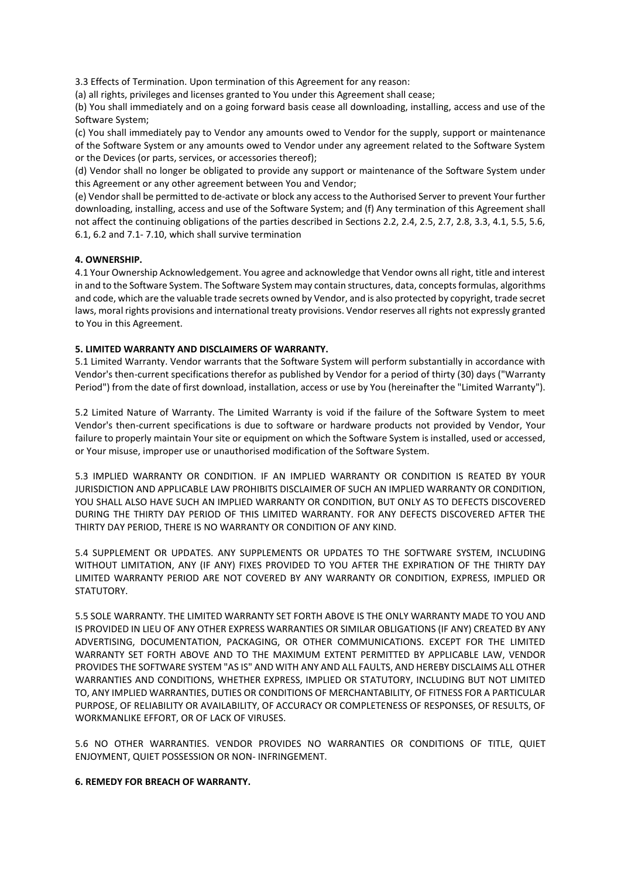3.3 Effects of Termination. Upon termination of this Agreement for any reason:

(a) all rights, privileges and licenses granted to You under this Agreement shall cease;

(b) You shall immediately and on a going forward basis cease all downloading, installing, access and use of the Software System;

(c) You shall immediately pay to Vendor any amounts owed to Vendor for the supply, support or maintenance of the Software System or any amounts owed to Vendor under any agreement related to the Software System or the Devices (or parts, services, or accessories thereof);

(d) Vendor shall no longer be obligated to provide any support or maintenance of the Software System under this Agreement or any other agreement between You and Vendor;

(e) Vendor shall be permitted to de-activate or block any access to the Authorised Server to prevent Your further downloading, installing, access and use of the Software System; and (f) Any termination of this Agreement shall not affect the continuing obligations of the parties described in Sections 2.2, 2.4, 2.5, 2.7, 2.8, 3.3, 4.1, 5.5, 5.6, 6.1, 6.2 and 7.1- 7.10, which shall survive termination

**4. OWNERSHIP.**

4.1 Your Ownership Acknowledgement. You agree and acknowledge that Vendor owns all right, title and interest in and to the Software System. The Software System may contain structures, data, concepts formulas, algorithms and code, which are the valuable trade secrets owned by Vendor, and is also protected by copyright, trade secret laws, moral rights provisions and international treaty provisions. Vendor reserves all rights not expressly granted to You in this Agreement.

**5. LIMITED WARRANTY AND DISCLAIMERS OF WARRANTY.**

5.1 Limited Warranty. Vendor warrants that the Software System will perform substantially in accordance with Vendor's then-current specifications therefor as published by Vendor for a period of thirty (30) days ("Warranty Period") from the date of first download, installation, access or use by You (hereinafter the "Limited Warranty").

5.2 Limited Nature of Warranty. The Limited Warranty is void if the failure of the Software System to meet Vendor's then-current specifications is due to software or hardware products not provided by Vendor, Your failure to properly maintain Your site or equipment on which the Software System is installed, used or accessed, or Your misuse, improper use or unauthorised modification of the Software System.

5.3 IMPLIED WARRANTY OR CONDITION. IF AN IMPLIED WARRANTY OR CONDITION IS REATED BY YOUR JURISDICTION AND APPLICABLE LAW PROHIBITS DISCLAIMER OF SUCH AN IMPLIED WARRANTY OR CONDITION, YOU SHALL ALSO HAVE SUCH AN IMPLIED WARRANTY OR CONDITION, BUT ONLY AS TO DEFECTS DISCOVERED DURING THE THIRTY DAY PERIOD OF THIS LIMITED WARRANTY. FOR ANY DEFECTS DISCOVERED AFTER THE THIRTY DAY PERIOD, THERE IS NO WARRANTY OR CONDITION OF ANY KIND.

5.4 SUPPLEMENT OR UPDATES. ANY SUPPLEMENTS OR UPDATES TO THE SOFTWARE SYSTEM, INCLUDING WITHOUT LIMITATION, ANY (IF ANY) FIXES PROVIDED TO YOU AFTER THE EXPIRATION OF THE THIRTY DAY LIMITED WARRANTY PERIOD ARE NOT COVERED BY ANY WARRANTY OR CONDITION, EXPRESS, IMPLIED OR STATUTORY.

5.5 SOLE WARRANTY. THE LIMITED WARRANTY SET FORTH ABOVE IS THE ONLY WARRANTY MADE TO YOU AND IS PROVIDED IN LIEU OF ANY OTHER EXPRESS WARRANTIES OR SIMILAR OBLIGATIONS (IF ANY) CREATED BY ANY ADVERTISING, DOCUMENTATION, PACKAGING, OR OTHER COMMUNICATIONS. EXCEPT FOR THE LIMITED WARRANTY SET FORTH ABOVE AND TO THE MAXIMUM EXTENT PERMITTED BY APPLICABLE LAW, VENDOR PROVIDES THE SOFTWARE SYSTEM "AS IS" AND WITH ANY AND ALL FAULTS, AND HEREBY DISCLAIMS ALL OTHER WARRANTIES AND CONDITIONS, WHETHER EXPRESS, IMPLIED OR STATUTORY, INCLUDING BUT NOT LIMITED TO, ANY IMPLIED WARRANTIES, DUTIES OR CONDITIONS OF MERCHANTABILITY, OF FITNESS FOR A PARTICULAR PURPOSE, OF RELIABILITY OR AVAILABILITY, OF ACCURACY OR COMPLETENESS OF RESPONSES, OF RESULTS, OF WORKMANLIKE EFFORT, OR OF LACK OF VIRUSES.

5.6 NO OTHER WARRANTIES. VENDOR PROVIDES NO WARRANTIES OR CONDITIONS OF TITLE, QUIET ENJOYMENT, QUIET POSSESSION OR NON- INFRINGEMENT.

**6. REMEDY FOR BREACH OF WARRANTY.**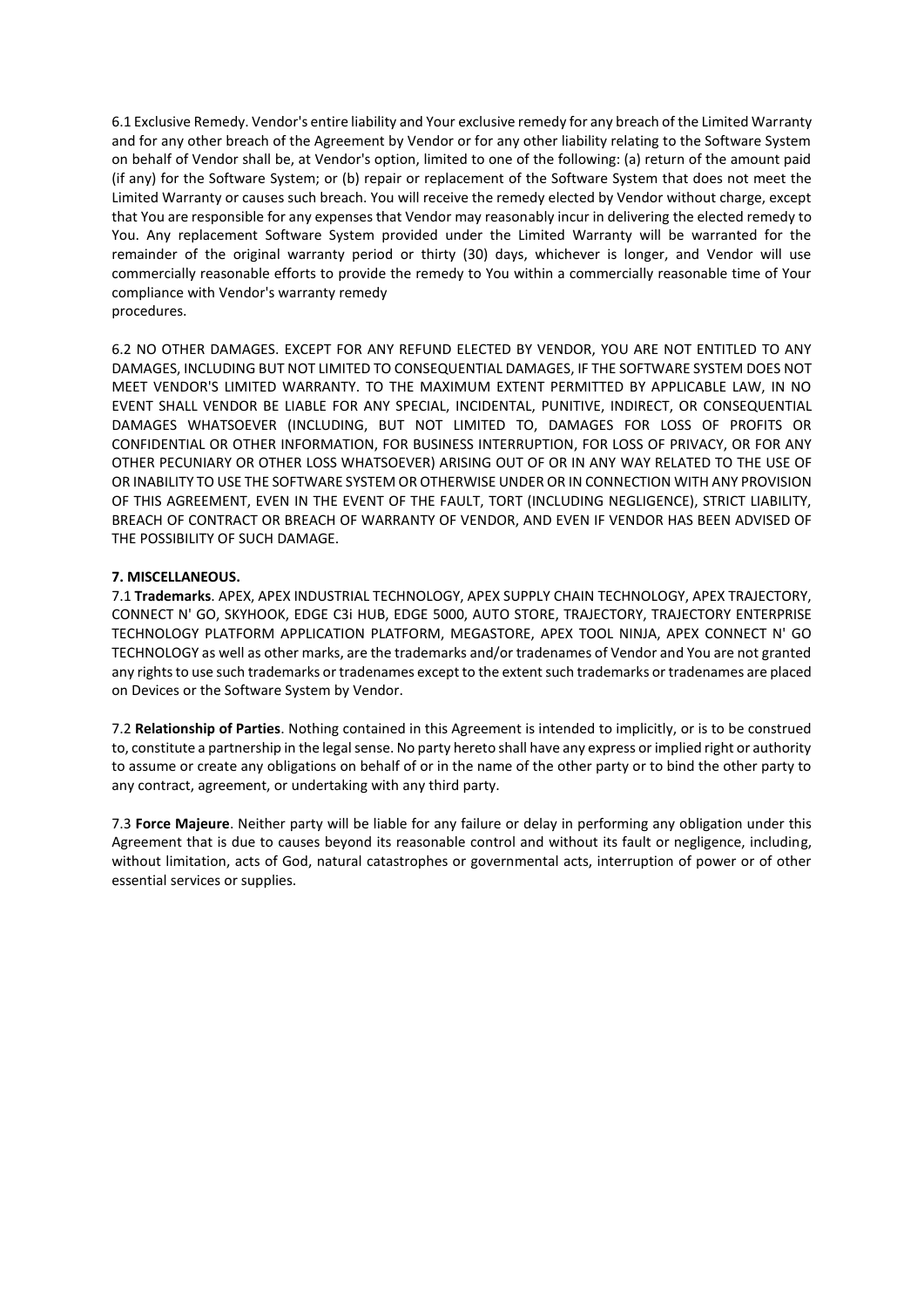6.1 Exclusive Remedy. Vendor's entire liability and Your exclusive remedy for any breach of the Limited Warranty and for any other breach of the Agreement by Vendor or for any other liability relating to the Software System on behalf of Vendor shall be, at Vendor's option, limited to one of the following: (a) return of the amount paid (if any) for the Software System; or (b) repair or replacement of the Software System that does not meet the Limited Warranty or causes such breach. You will receive the remedy elected by Vendor without charge, except that You are responsible for any expenses that Vendor may reasonably incur in delivering the elected remedy to You. Any replacement Software System provided under the Limited Warranty will be warranted for the remainder of the original warranty period or thirty (30) days, whichever is longer, and Vendor will use commercially reasonable efforts to provide the remedy to You within a commercially reasonable time of Your compliance with Vendor's warranty remedy procedures.

6.2 NO OTHER DAMAGES. EXCEPT FOR ANY REFUND ELECTED BY VENDOR, YOU ARE NOT ENTITLED TO ANY DAMAGES, INCLUDING BUT NOT LIMITED TO CONSEQUENTIAL DAMAGES, IF THE SOFTWARE SYSTEM DOES NOT MEET VENDOR'S LIMITED WARRANTY. TO THE MAXIMUM EXTENT PERMITTED BY APPLICABLE LAW, IN NO EVENT SHALL VENDOR BE LIABLE FOR ANY SPECIAL, INCIDENTAL, PUNITIVE, INDIRECT, OR CONSEQUENTIAL DAMAGES WHATSOEVER (INCLUDING, BUT NOT LIMITED TO, DAMAGES FOR LOSS OF PROFITS OR CONFIDENTIAL OR OTHER INFORMATION, FOR BUSINESS INTERRUPTION, FOR LOSS OF PRIVACY, OR FOR ANY OTHER PECUNIARY OR OTHER LOSS WHATSOEVER) ARISING OUT OF OR IN ANY WAY RELATED TO THE USE OF OR INABILITY TO USE THE SOFTWARE SYSTEM OR OTHERWISE UNDER OR IN CONNECTION WITH ANY PROVISION OF THIS AGREEMENT, EVEN IN THE EVENT OF THE FAULT, TORT (INCLUDING NEGLIGENCE), STRICT LIABILITY, BREACH OF CONTRACT OR BREACH OF WARRANTY OF VENDOR, AND EVEN IF VENDOR HAS BEEN ADVISED OF THE POSSIBILITY OF SUCH DAMAGE.

**7. MISCELLANEOUS.**

7.1 **Trademarks**. APEX, APEX INDUSTRIAL TECHNOLOGY, APEX SUPPLY CHAIN TECHNOLOGY, APEX TRAJECTORY, CONNECT N' GO, SKYHOOK, EDGE C3i HUB, EDGE 5000, AUTO STORE, TRAJECTORY, TRAJECTORY ENTERPRISE TECHNOLOGY PLATFORM APPLICATION PLATFORM, MEGASTORE, APEX TOOL NINJA, APEX CONNECT N' GO TECHNOLOGY as well as other marks, are the trademarks and/or tradenames of Vendor and You are not granted any rights to use such trademarks or tradenames except to the extent such trademarks or tradenames are placed on Devices or the Software System by Vendor.

7.2 **Relationship of Parties**. Nothing contained in this Agreement is intended to implicitly, or is to be construed to, constitute a partnership in the legal sense. No party hereto shall have any express or implied right or authority to assume or create any obligations on behalf of or in the name of the other party or to bind the other party to any contract, agreement, or undertaking with any third party.

7.3 **Force Majeure**. Neither party will be liable for any failure or delay in performing any obligation under this Agreement that is due to causes beyond its reasonable control and without its fault or negligence, including, without limitation, acts of God, natural catastrophes or governmental acts, interruption of power or of other essential services or supplies.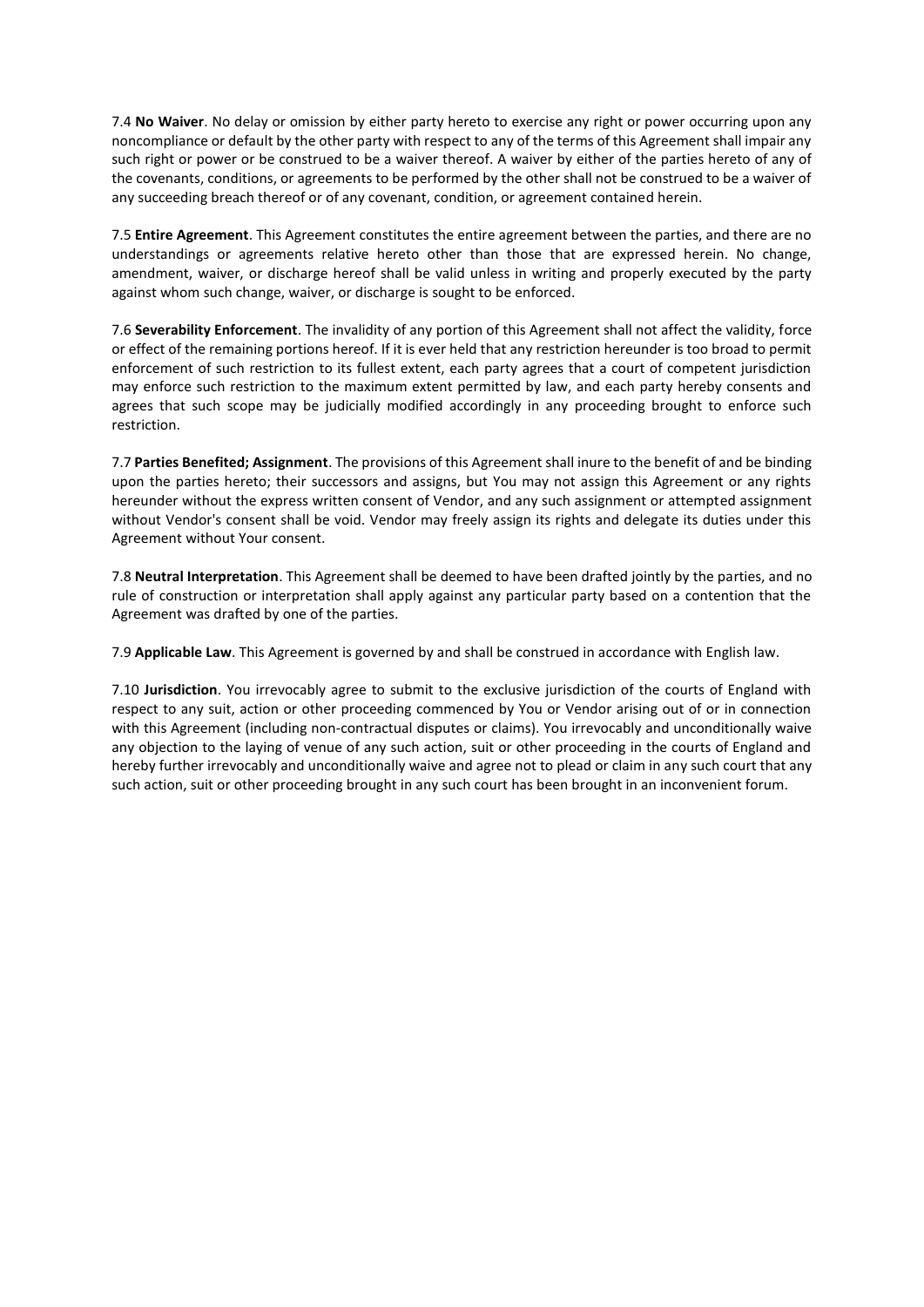7.4 **No Waiver**. No delay or omission by either party hereto to exercise any right or power occurring upon any noncompliance or default by the other party with respect to any of the terms of this Agreement shall impair any such right or power or be construed to be a waiver thereof. A waiver by either of the parties hereto of any of the covenants, conditions, or agreements to be performed by the other shall not be construed to be a waiver of any succeeding breach thereof or of any covenant, condition, or agreement contained herein.

7.5 **Entire Agreement**. This Agreement constitutes the entire agreement between the parties, and there are no understandings or agreements relative hereto other than those that are expressed herein. No change, amendment, waiver, or discharge hereof shall be valid unless in writing and properly executed by the party against whom such change, waiver, or discharge is sought to be enforced.

7.6 **Severability Enforcement**. The invalidity of any portion of this Agreement shall not affect the validity, force or effect of the remaining portions hereof. If it is ever held that any restriction hereunder is too broad to permit enforcement of such restriction to its fullest extent, each party agrees that a court of competent jurisdiction may enforce such restriction to the maximum extent permitted by law, and each party hereby consents and agrees that such scope may be judicially modified accordingly in any proceeding brought to enforce such restriction.

7.7 **Parties Benefited; Assignment**. The provisions of this Agreement shall inure to the benefit of and be binding upon the parties hereto; their successors and assigns, but You may not assign this Agreement or any rights hereunder without the express written consent of Vendor, and any such assignment or attempted assignment without Vendor's consent shall be void. Vendor may freely assign its rights and delegate its duties under this Agreement without Your consent.

7.8 **Neutral Interpretation**. This Agreement shall be deemed to have been drafted jointly by the parties, and no rule of construction or interpretation shall apply against any particular party based on a contention that the Agreement was drafted by one of the parties.

7.9 **Applicable Law**. This Agreement is governed by and shall be construed in accordance with English law.

7.10 **Jurisdiction**. You irrevocably agree to submit to the exclusive jurisdiction of the courts of England with respect to any suit, action or other proceeding commenced by You or Vendor arising out of or in connection with this Agreement (including non-contractual disputes or claims). You irrevocably and unconditionally waive any objection to the laying of venue of any such action, suit or other proceeding in the courts of England and hereby further irrevocably and unconditionally waive and agree not to plead or claim in any such court that any such action, suit or other proceeding brought in any such court has been brought in an inconvenient forum.